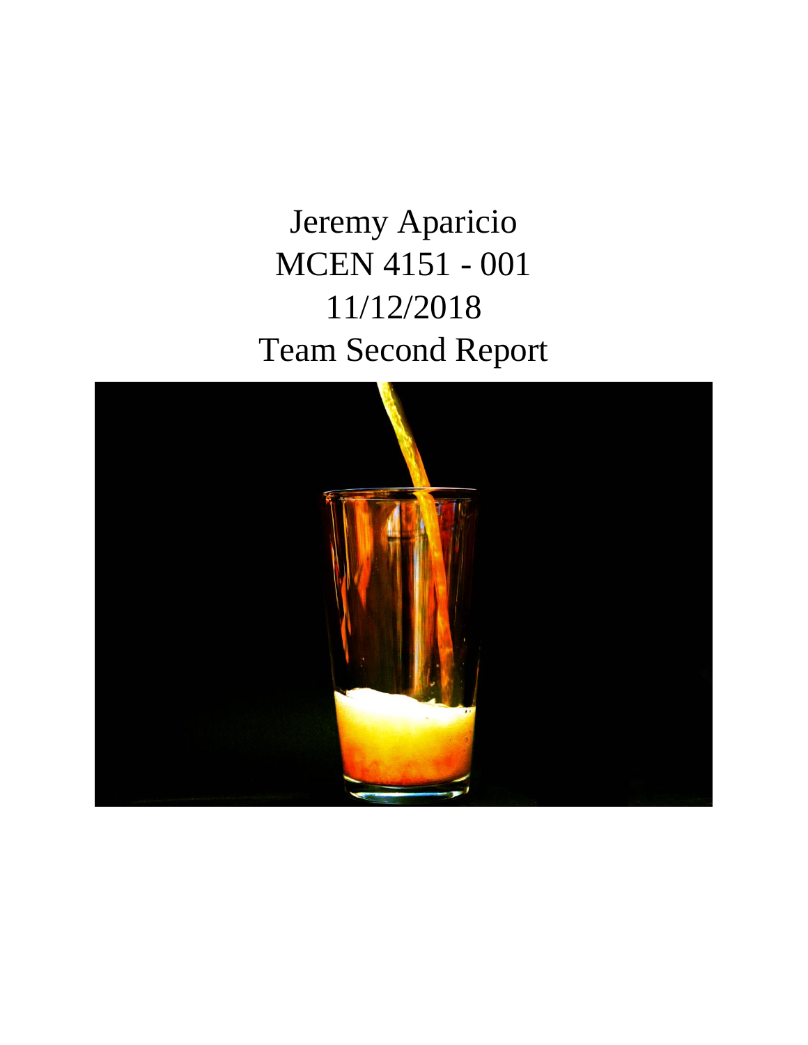Jeremy Aparicio

MCEN 4151 - 001

11/12/2018

Team Second Report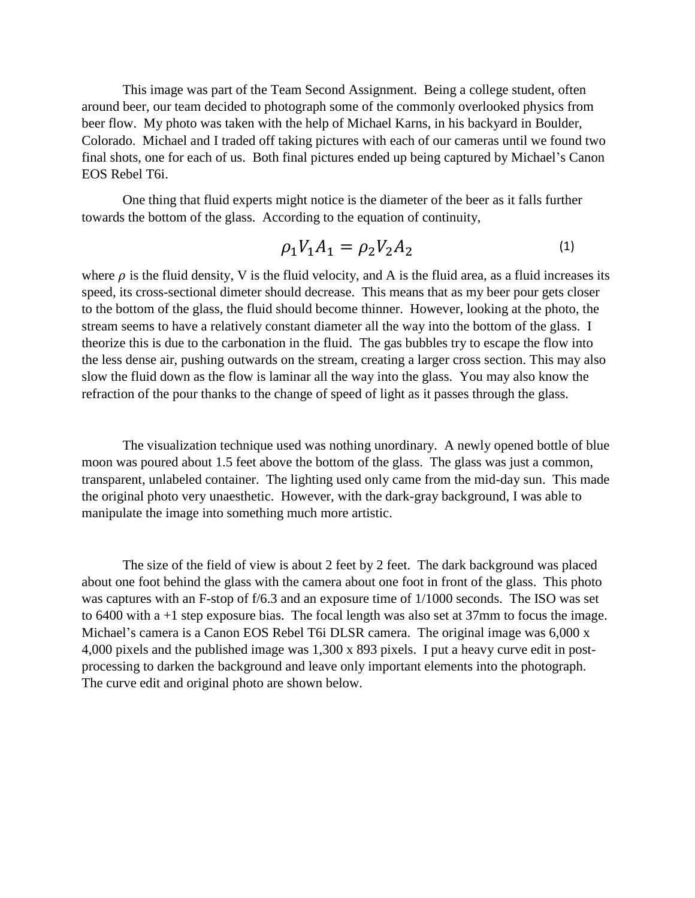This image was part of the Team Second Assignment. Being a college student, often around beer, our team decided to photograph some of the commonly overlooked physics from beer flow. My photo was taken with the help of Michael Karns, in his backyard in Boulder, Colorado. Michael and I traded off taking pictures with each of our cameras until we found two final shots, one for each of us. Both final pictures ended up being captured by Michael's Canon EOS Rebel T6i.

One thing that fluid experts might notice is the diameter of the beer as it falls further towards the bottom of the glass. According to the equation of continuity,

$$\rho_1 V_1 A_1 = \rho_2 V_2 A_2 \tag{1}$$

where $\rho$ is the fluid density, V is the fluid velocity, and A is the fluid area, as a fluid increases its speed, its cross-sectional dimeter should decrease. This means that as my beer pour gets closer to the bottom of the glass, the fluid should become thinner. However, looking at the photo, the stream seems to have a relatively constant diameter all the way into the bottom of the glass. I theorize this is due to the carbonation in the fluid. The gas bubbles try to escape the flow into the less dense air, pushing outwards on the stream, creating a larger cross section. This may also slow the fluid down as the flow is laminar all the way into the glass. You may also know the refraction of the pour thanks to the change of speed of light as it passes through the glass.

The visualization technique used was nothing unordinary. A newly opened bottle of blue moon was poured about 1.5 feet above the bottom of the glass. The glass was just a common, transparent, unlabeled container. The lighting used only came from the mid-day sun. This made the original photo very unaesthetic. However, with the dark-gray background, I was able to manipulate the image into something much more artistic.

The size of the field of view is about 2 feet by 2 feet. The dark background was placed about one foot behind the glass with the camera about one foot in front of the glass. This photo was captures with an F-stop of f/6.3 and an exposure time of 1/1000 seconds. The ISO was set to 6400 with a +1 step exposure bias. The focal length was also set at 37mm to focus the image. Michael's camera is a Canon EOS Rebel T6i DLSR camera. The original image was 6,000 x 4,000 pixels and the published image was 1,300 x 893 pixels. I put a heavy curve edit in post-processing to darken the background and leave only important elements into the photograph. The curve edit and original photo are shown below.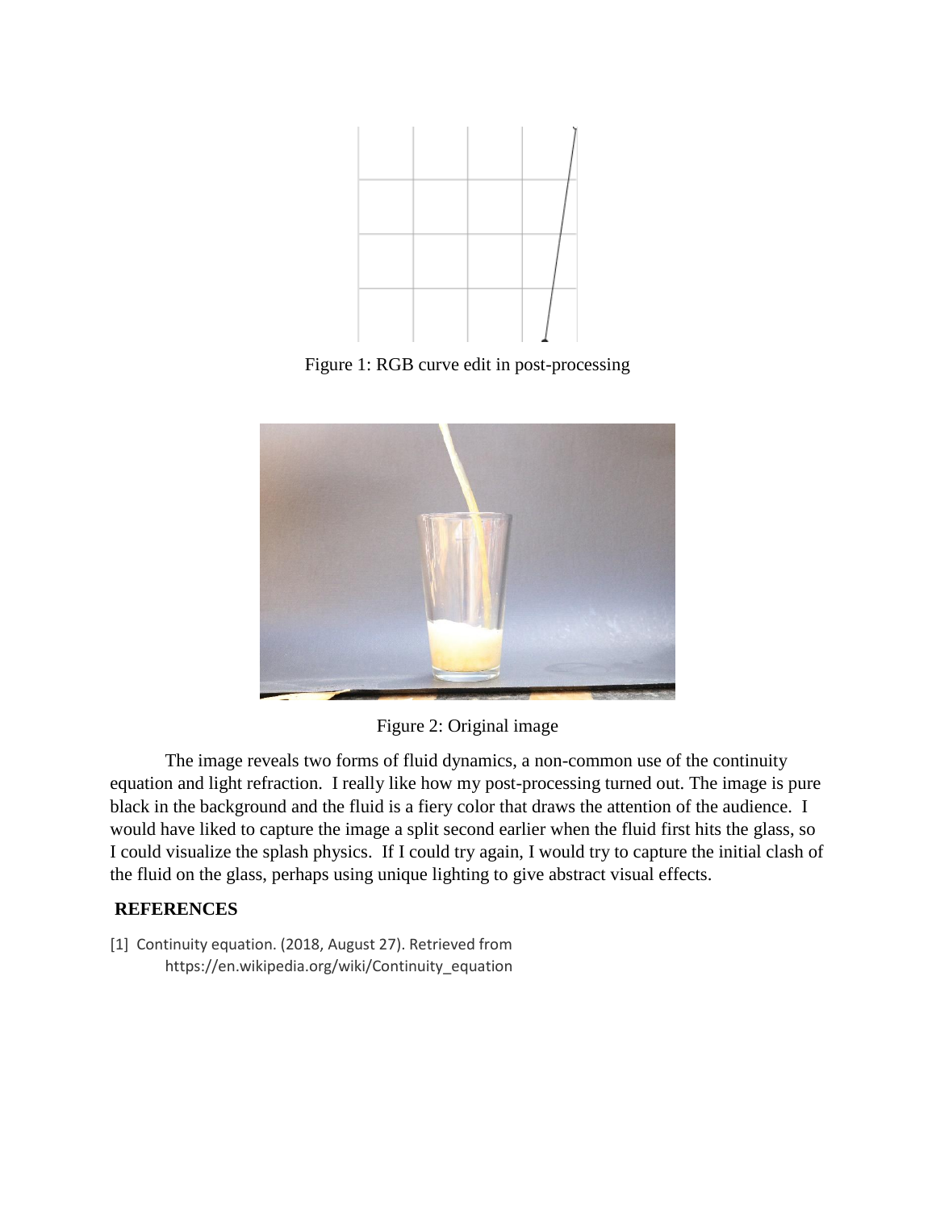Figure 1: RGB curve edit in post-processing

Figure 2: Original image

The image reveals two forms of fluid dynamics, a non-common use of the continuity equation and light refraction. I really like how my post-processing turned out. The image is pure black in the background and the fluid is a fiery color that draws the attention of the audience. I would have liked to capture the image a split second earlier when the fluid first hits the glass, so I could visualize the splash physics. If I could try again, I would try to capture the initial clash of the fluid on the glass, perhaps using unique lighting to give abstract visual effects.

## REFERENCES

[1] Continuity equation. (2018, August 27). Retrieved from https://en.wikipedia.org/wiki/Continuity_equation